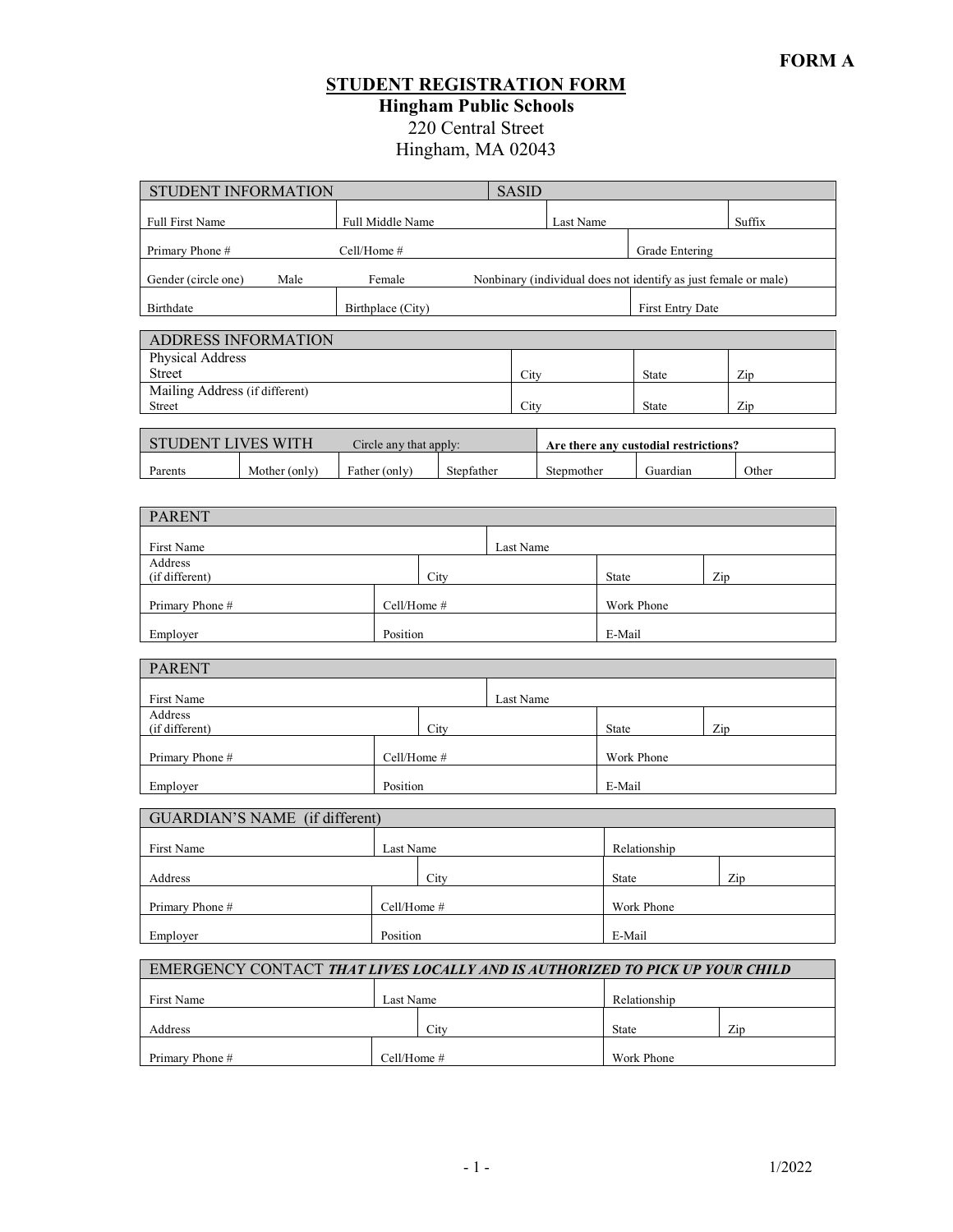**FORM A**

# STUDENT REGISTRATION FORM

## Hingham Public Schools

220 Central Street
Hingham, MA 02043

| STUDENT INFORMATION | | SASID | | |
|---|---|---|---|---|
| Full First Name | Full Middle Name | | Last Name | Suffix |
| Primary Phone # | Cell/Home # | | | Grade Entering |
| Gender (circle one) Male | Female | Nonbinary (individual does not identify as just female or male) | | |
| Birthdate | Birthplace (City) | | | First Entry Date |

| ADDRESS INFORMATION | | | |
|---|---|---|---|
| Physical Address Street | City | State | Zip |
| Mailing Address (if different) Street | City | State | Zip |

| STUDENT LIVES WITH | Circle any that apply: | | | Are there any custodial restrictions? | | |
|---|---|---|---|---|---|---|
| Parents | Mother (only) | Father (only) | Stepfather | Stepmother | Guardian | Other |

| PARENT | | | |
|---|---|---|---|
| First Name | | Last Name | |
| Address (if different) | City | State | Zip |
| Primary Phone # | Cell/Home # | Work Phone | |
| Employer | Position | E-Mail | |

| PARENT | | | |
|---|---|---|---|
| First Name | | Last Name | |
| Address (if different) | City | State | Zip |
| Primary Phone # | Cell/Home # | Work Phone | |
| Employer | Position | E-Mail | |

| GUARDIAN'S NAME (if different) | | | |
|---|---|---|---|
| First Name | Last Name | Relationship | |
| Address | City | State | Zip |
| Primary Phone # | Cell/Home # | Work Phone | |
| Employer | Position | E-Mail | |

| EMERGENCY CONTACT ***THAT LIVES LOCALLY AND IS AUTHORIZED TO PICK UP YOUR CHILD*** | | | |
|---|---|---|---|
| First Name | Last Name | Relationship | |
| Address | City | State | Zip |
| Primary Phone # | Cell/Home # | Work Phone | |

1/2022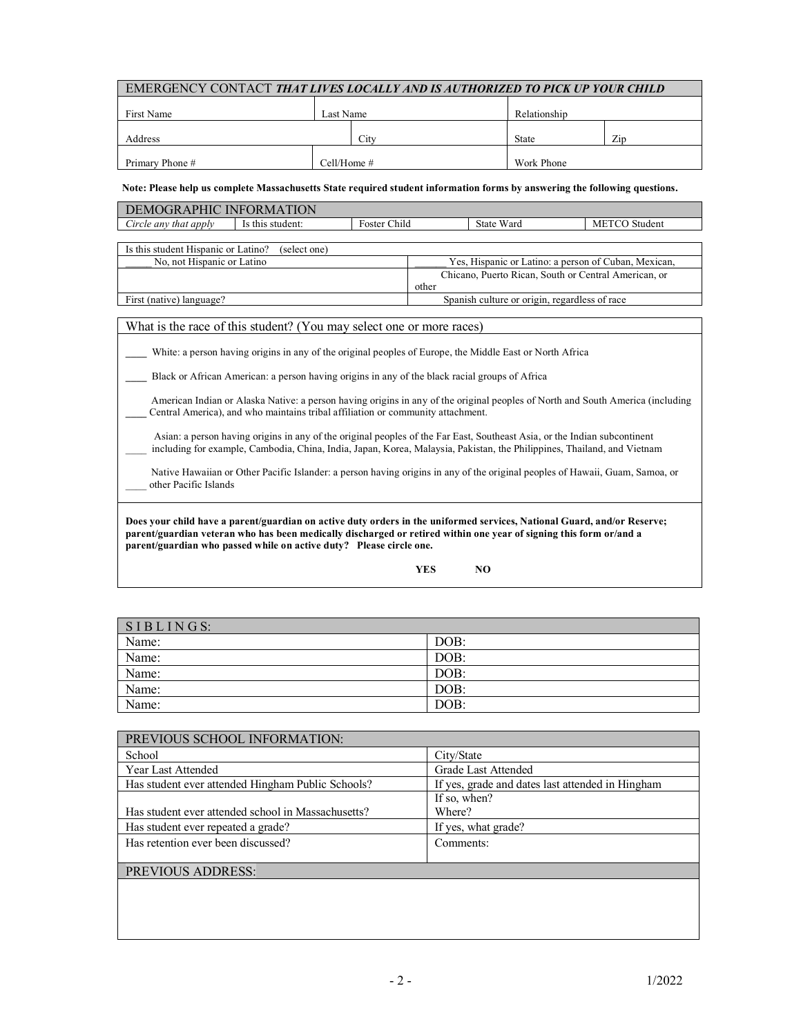| EMERGENCY CONTACT ***THAT LIVES LOCALLY AND IS AUTHORIZED TO PICK UP YOUR CHILD*** | | | | |
|---|---|---|---|---|
| First Name | Last Name | | Relationship | |
| Address | | City | State | Zip |
| Primary Phone # | Cell/Home # | | Work Phone | |

**Note: Please help us complete Massachusetts State required student information forms by answering the following questions.**

| DEMOGRAPHIC INFORMATION | | | | |
|---|---|---|---|---|
| *Circle any that apply* | Is this student: | Foster Child | State Ward | METCO Student |

| Is this student Hispanic or Latino? (select one) | |
|---|---|
| _____ No, not Hispanic or Latino | ______ Yes, Hispanic or Latino: a person of Cuban, Mexican, Chicano, Puerto Rican, South or Central American, or other |
| First (native) language? | Spanish culture or origin, regardless of race |

| What is the race of this student? (You may select one or more races) |
|---|
| ____ White: a person having origins in any of the original peoples of Europe, the Middle East or North Africa |
| ____ Black or African American: a person having origins in any of the black racial groups of Africa |
| ____ American Indian or Alaska Native: a person having origins in any of the original peoples of North and South America (including Central America), and who maintains tribal affiliation or community attachment. |
| ____ Asian: a person having origins in any of the original peoples of the Far East, Southeast Asia, or the Indian subcontinent including for example, Cambodia, China, India, Japan, Korea, Malaysia, Pakistan, the Philippines, Thailand, and Vietnam |
| ____ Native Hawaiian or Other Pacific Islander: a person having origins in any of the original peoples of Hawaii, Guam, Samoa, or other Pacific Islands |
| **Does your child have a parent/guardian on active duty orders in the uniformed services, National Guard, and/or Reserve; parent/guardian veteran who has been medically discharged or retired within one year of signing this form or/and a parent/guardian who passed while on active duty? Please circle one.** **YES** **NO** |

| SIBLINGS: | |
|---|---|
| Name: | DOB: |
| Name: | DOB: |
| Name: | DOB: |
| Name: | DOB: |
| Name: | DOB: |

| PREVIOUS SCHOOL INFORMATION: | |
|---|---|
| School | City/State |
| Year Last Attended | Grade Last Attended |
| Has student ever attended Hingham Public Schools? | If yes, grade and dates last attended in Hingham |
| Has student ever attended school in Massachusetts? | If so, when? Where? |
| Has student ever repeated a grade? | If yes, what grade? |
| Has retention ever been discussed? | Comments: |

| PREVIOUS ADDRESS: |
|---|
| |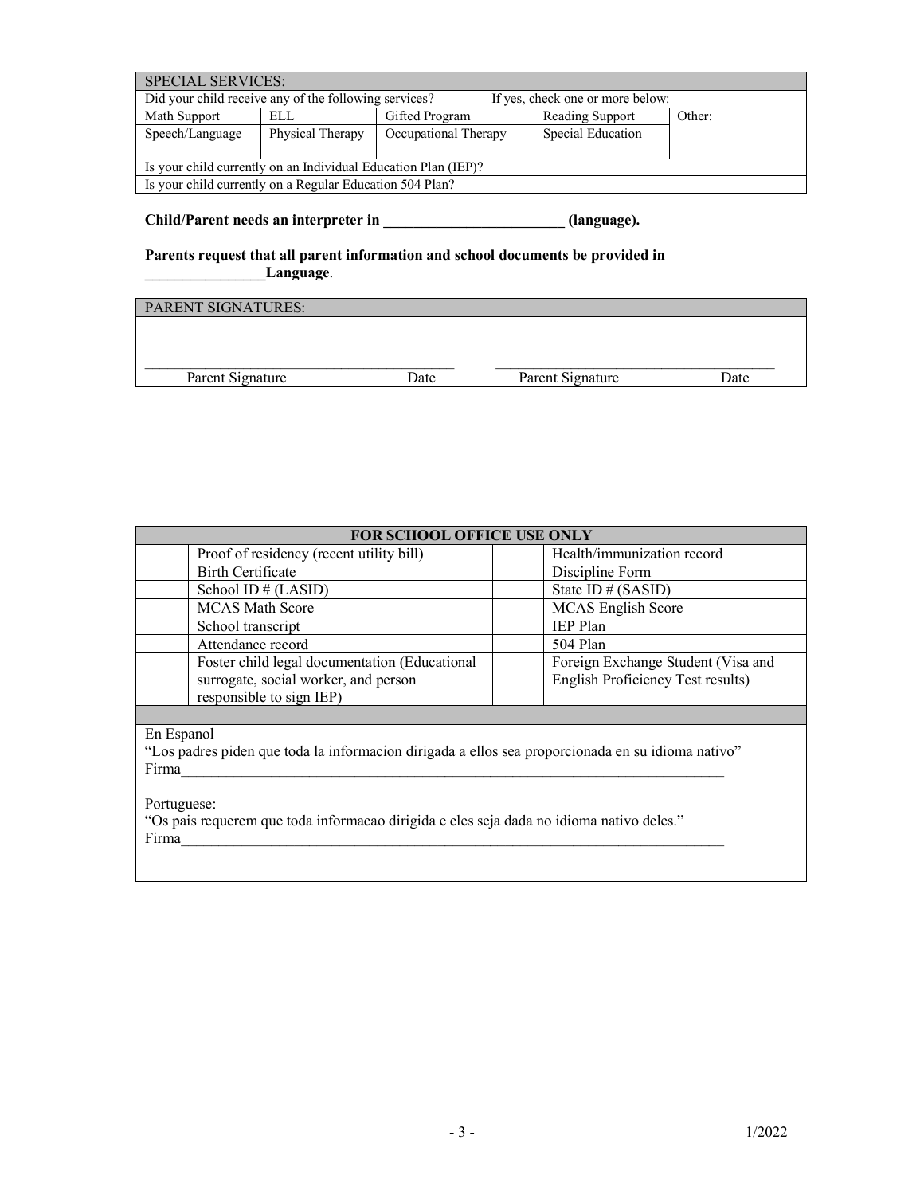| SPECIAL SERVICES: | | | | |
|---|---|---|---|---|
| Did your child receive any of the following services? | | | If yes, check one or more below: | |
| Math Support | ELL | Gifted Program | Reading Support | Other: |
| Speech/Language | Physical Therapy | Occupational Therapy | Special Education | |
| Is your child currently on an Individual Education Plan (IEP)? | | | | |
| Is your child currently on a Regular Education 504 Plan? | | | | |

**Child/Parent needs an interpreter in ________________________ (language).**

**Parents request that all parent information and school documents be provided in ________________Language**.

| PARENT SIGNATURES: | | | |
|---|---|---|---|
| Parent Signature | Date | Parent Signature | Date |

| | FOR SCHOOL OFFICE USE ONLY | | |
|---|---|---|---|
| | Proof of residency (recent utility bill) | | Health/immunization record |
| | Birth Certificate | | Discipline Form |
| | School ID # (LASID) | | State ID # (SASID) |
| | MCAS Math Score | | MCAS English Score |
| | School transcript | | IEP Plan |
| | Attendance record | | 504 Plan |
| | Foster child legal documentation (Educational surrogate, social worker, and person responsible to sign IEP) | | Foreign Exchange Student (Visa and English Proficiency Test results) |

En Espanol
"Los padres piden que toda la informacion dirigada a ellos sea proporcionada en su idioma nativo"
Firma_____________________________________________________________________________

Portuguese:
"Os pais requerem que toda informacao dirigida e eles seja dada no idioma nativo deles."
Firma_____________________________________________________________________________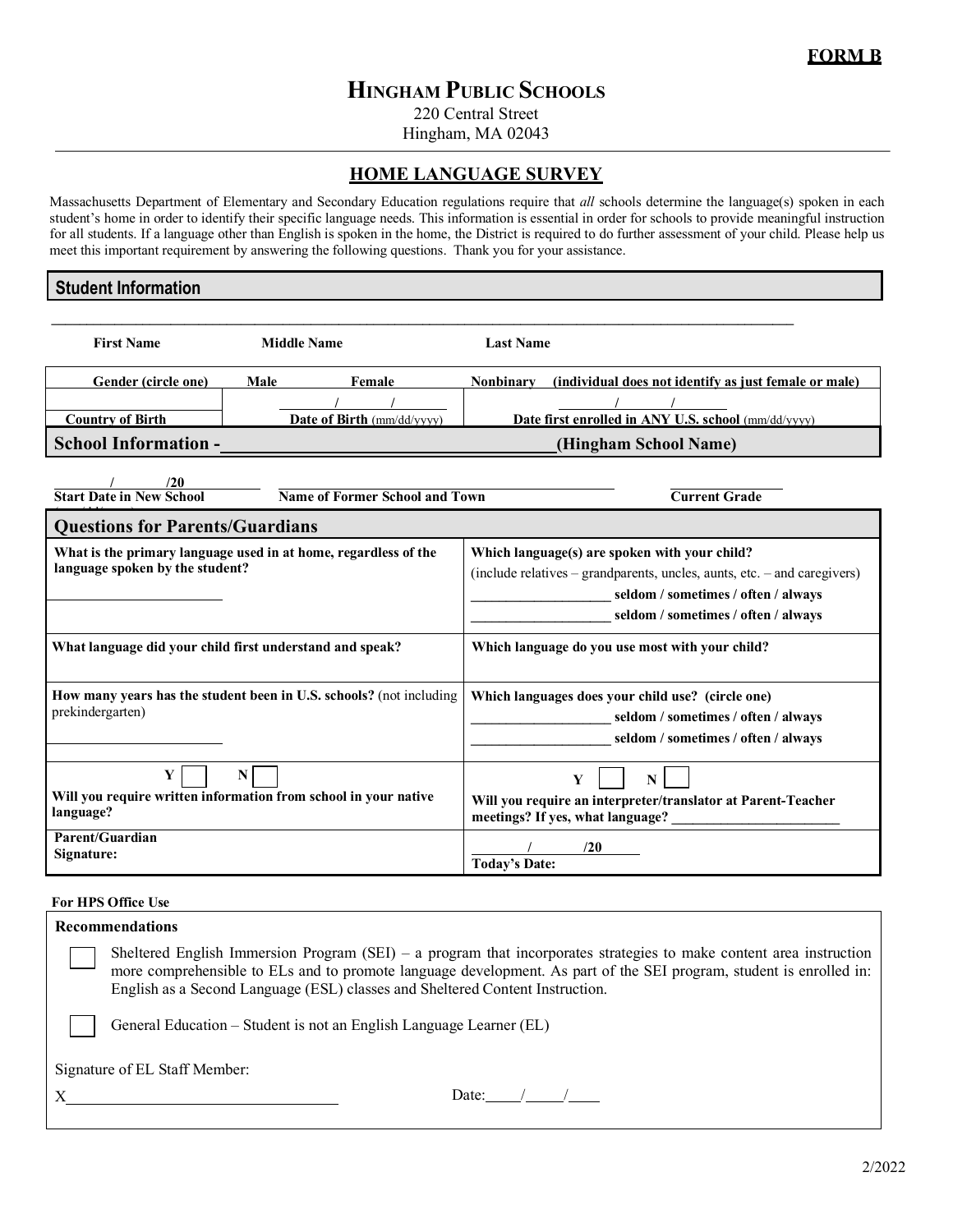**FORM B**

# HINGHAM PUBLIC SCHOOLS

220 Central Street
Hingham, MA 02043

## HOME LANGUAGE SURVEY

Massachusetts Department of Elementary and Secondary Education regulations require that *all* schools determine the language(s) spoken in each student's home in order to identify their specific language needs. This information is essential in order for schools to provide meaningful instruction for all students. If a language other than English is spoken in the home, the District is required to do further assessment of your child. Please help us meet this important requirement by answering the following questions. Thank you for your assistance.

### Student Information

___________________________________________________________________________

| **First Name** | **Middle Name** | **Last Name** |
|---|---|---|
| **Gender (circle one)** | **Male** **Female** | **Nonbinary** **(individual does not identify as just female or male)** |
| **Country of Birth** | ____/____/____ **Date of Birth** (mm/dd/yyyy) | ____/____/____ **Date first enrolled in ANY U.S. school** (mm/dd/yyyy) |

### School Information - ______________________ (Hingham School Name)

| ____/____/20 | ______________________ | ______________ |
|---|---|---|
| **Start Date in New School** | **Name of Former School and Town** | **Current Grade** |

### Questions for Parents/Guardians

| | |
|---|---|
| **What is the primary language used in at home, regardless of the language spoken by the student?** ______________________ | **Which language(s) are spoken with your child?** (include relatives – grandparents, uncles, aunts, etc. – and caregivers) ____________________ **seldom / sometimes / often / always** ____________________ **seldom / sometimes / often / always** |
| **What language did your child first understand and speak?** | **Which language do you use most with your child?** |
| **How many years has the student been in U.S. schools?** (not including prekindergarten) ______________________ | **Which languages does your child use? (circle one)** ____________________ **seldom / sometimes / often / always** ____________________ **seldom / sometimes / often / always** |
| **Y** ☐ **N** ☐ **Will you require written information from school in your native language?** | **Y** ☐ **N** ☐ **Will you require an interpreter/translator at Parent-Teacher meetings? If yes, what language?** ______________________ |
| **Parent/Guardian Signature:** | ____/____/20____ **Today's Date:** |

**For HPS Office Use**

**Recommendations**

☐ Sheltered English Immersion Program (SEI) – a program that incorporates strategies to make content area instruction more comprehensible to ELs and to promote language development. As part of the SEI program, student is enrolled in: English as a Second Language (ESL) classes and Sheltered Content Instruction.

☐ General Education – Student is not an English Language Learner (EL)

Signature of EL Staff Member:

X______________________________ Date:____/____/____

2/2022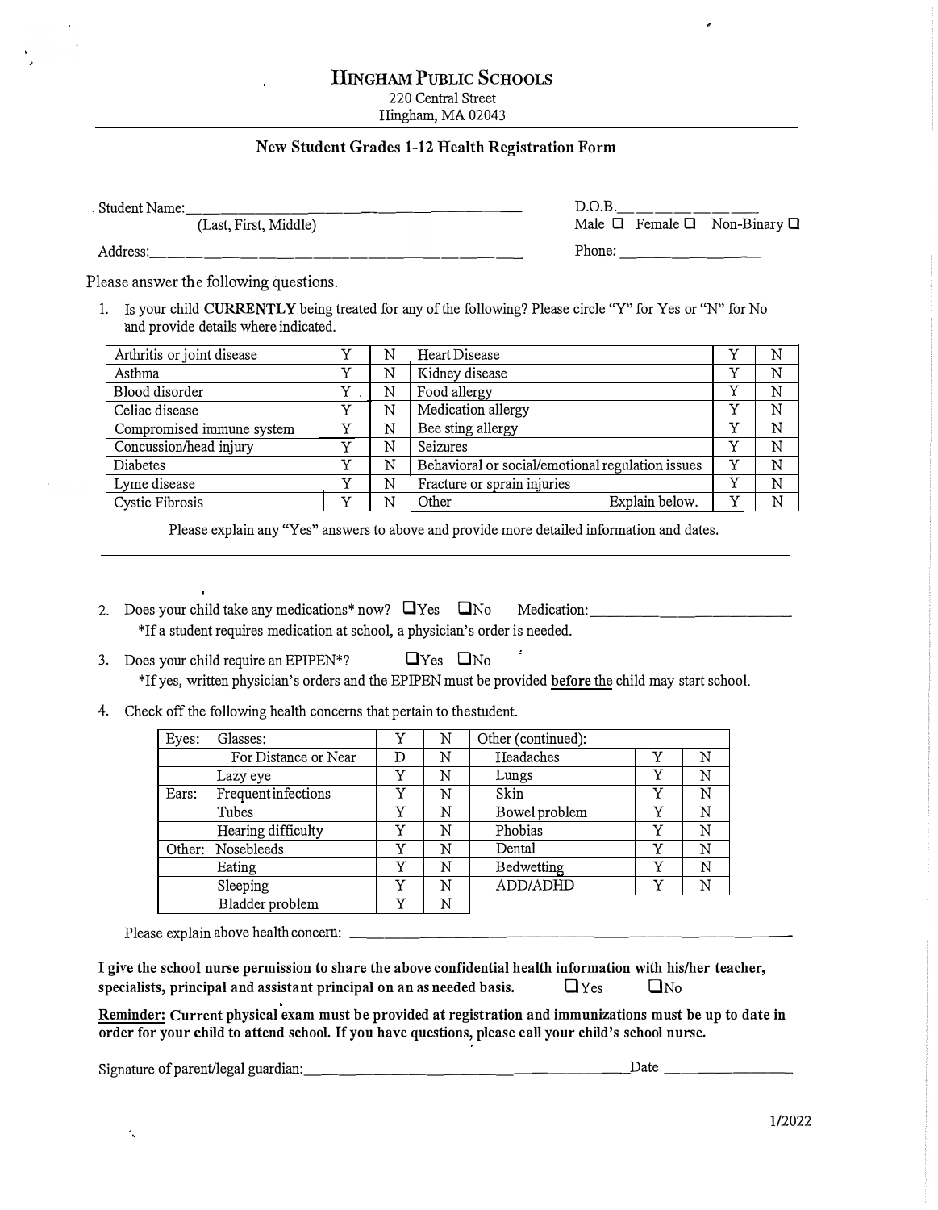# Hingham Public Schools

220 Central Street
Hingham, MA 02043

## New Student Grades 1-12 Health Registration Form

Student Name:\_\_\_\_\_\_\_\_\_\_\_\_\_\_\_\_\_\_\_\_\_\_\_\_\_\_\_\_\_\_\_\_\_\_\_\_\_\_ D.O.B.\_\_\_\_\_\_\_\_\_\_\_\_
(Last, First, Middle) Male ☐ Female ☐ Non-Binary ☐

Address:\_\_\_\_\_\_\_\_\_\_\_\_\_\_\_\_\_\_\_\_\_\_\_\_\_\_\_\_\_\_\_\_\_\_\_\_\_\_\_\_\_\_ Phone: \_\_\_\_\_\_\_\_\_\_\_\_\_\_\_

Please answer the following questions.

1. Is your child **CURRENTLY** being treated for any of the following? Please circle "Y" for Yes or "N" for No and provide details where indicated.

| | | | | | |
|---|---|---|---|---|---|
| Arthritis or joint disease | Y | N | Heart Disease | Y | N |
| Asthma | Y | N | Kidney disease | Y | N |
| Blood disorder | Y | N | Food allergy | Y | N |
| Celiac disease | Y | N | Medication allergy | Y | N |
| Compromised immune system | Y | N | Bee sting allergy | Y | N |
| Concussion/head injury | Y | N | Seizures | Y | N |
| Diabetes | Y | N | Behavioral or social/emotional regulation issues | Y | N |
| Lyme disease | Y | N | Fracture or sprain injuries | Y | N |
| Cystic Fibrosis | Y | N | Other Explain below. | Y | N |

Please explain any "Yes" answers to above and provide more detailed information and dates.

\_\_\_\_\_\_\_\_\_\_\_\_\_\_\_\_\_\_\_\_\_\_\_\_\_\_\_\_\_\_\_\_\_\_\_\_\_\_\_\_\_\_\_\_\_\_\_\_\_\_\_\_\_\_\_\_\_\_\_\_\_\_

\_\_\_\_\_\_\_\_\_\_\_\_\_\_\_\_\_\_\_\_\_\_\_\_\_\_\_\_\_\_\_\_\_\_\_\_\_\_\_\_\_\_\_\_\_\_\_\_\_\_\_\_\_\_\_\_\_\_\_\_\_\_

2. Does your child take any medications* now? ☐Yes ☐No Medication:\_\_\_\_\_\_\_\_\_\_\_\_\_\_\_\_\_\_\_\_
   *If a student requires medication at school, a physician's order is needed.

3. Does your child require an EPIPEN*? ☐Yes ☐No
   *If yes, written physician's orders and the EPIPEN must be provided **before** the child may start school.

4. Check off the following health concerns that pertain to thestudent.

| | | | | Other (continued): | | |
|---|---|---|---|---|---|---|
| Eyes: | Glasses: | Y | N | | | |
| | For Distance or Near | D | N | Headaches | Y | N |
| | Lazy eye | Y | N | Lungs | Y | N |
| Ears: | Frequent infections | Y | N | Skin | Y | N |
| | Tubes | Y | N | Bowel problem | Y | N |
| | Hearing difficulty | Y | N | Phobias | Y | N |
| Other: | Nosebleeds | Y | N | Dental | Y | N |
| | Eating | Y | N | Bedwetting | Y | N |
| | Sleeping | Y | N | ADD/ADHD | Y | N |
| | Bladder problem | Y | N | | | |

Please explain above health concern: \_\_\_\_\_\_\_\_\_\_\_\_\_\_\_\_\_\_\_\_\_\_\_\_\_\_\_\_\_\_\_\_\_\_\_\_\_\_\_\_\_\_

**I give the school nurse permission to share the above confidential health information with his/her teacher, specialists, principal and assistant principal on an as needed basis.** ☐Yes ☐No

**Reminder: Current physical exam must be provided at registration and immunizations must be up to date in order for your child to attend school. If you have questions, please call your child's school nurse.**

Signature of parent/legal guardian:\_\_\_\_\_\_\_\_\_\_\_\_\_\_\_\_\_\_\_\_\_\_\_\_\_\_\_\_\_\_\_\_\_\_\_\_\_\_Date \_\_\_\_\_\_\_\_\_\_\_\_\_

1/2022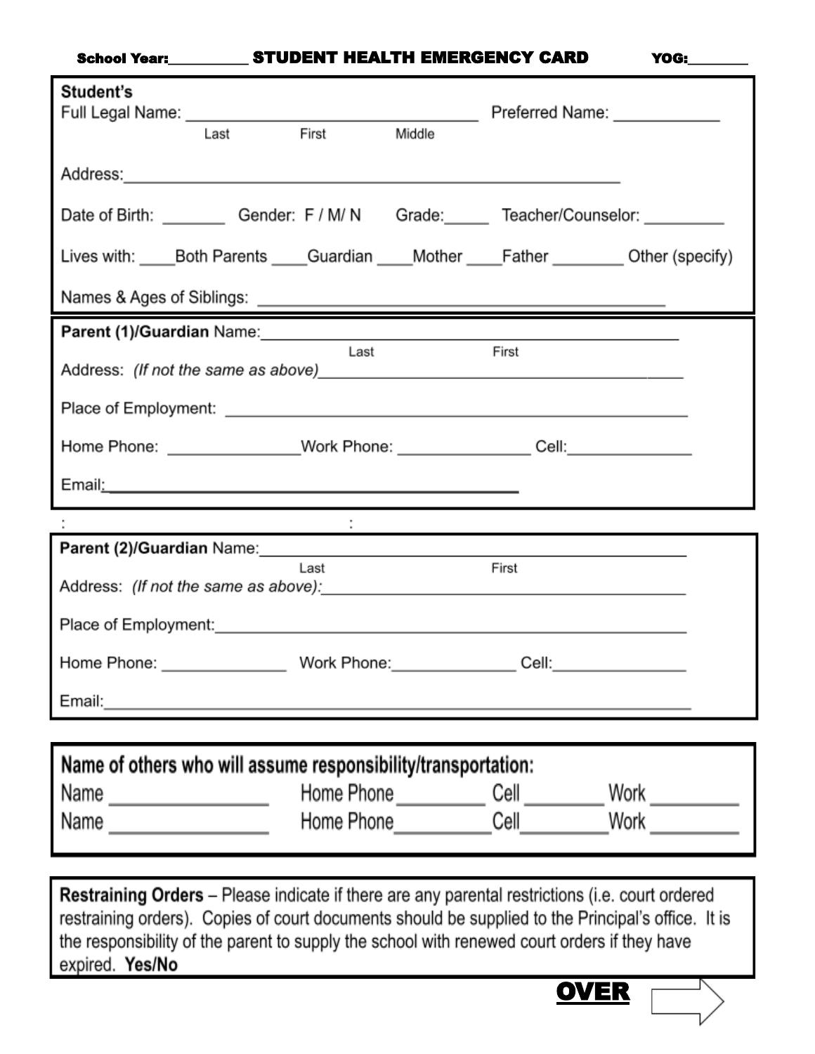School Year:__________ **STUDENT HEALTH EMERGENCY CARD** YOG:________

**Student's**
Full Legal Name: ________________________________ Preferred Name: ____________
Last First Middle

Address:_______________________________________________________

Date of Birth: _______ Gender: F / M/ N Grade:_____ Teacher/Counselor: _________

Lives with: ____Both Parents ____Guardian ____Mother ____Father ________ Other (specify)

Names & Ages of Siblings: ____________________________________________

**Parent (1)/Guardian** Name:____________________________________________
Last First

Address: *(If not the same as above)*________________________________________

Place of Employment: ________________________________________________

Home Phone: _______________Work Phone: _______________ Cell:______________

Email:______________________________________________

: :

**Parent (2)/Guardian** Name:____________________________________________
Last First

Address: *(If not the same as above):*________________________________________

Place of Employment:_________________________________________________

Home Phone: ______________ Work Phone:______________ Cell:_______________

Email:______________________________________________________________

**Name of others who will assume responsibility/transportation:**

Name ________________ Home Phone _________ Cell ________ Work _________
Name ________________ Home Phone_________Cell_________Work _________

**Restraining Orders** – Please indicate if there are any parental restrictions (i.e. court ordered restraining orders). Copies of court documents should be supplied to the Principal's office. It is the responsibility of the parent to supply the school with renewed court orders if they have expired. **Yes/No**

**OVER**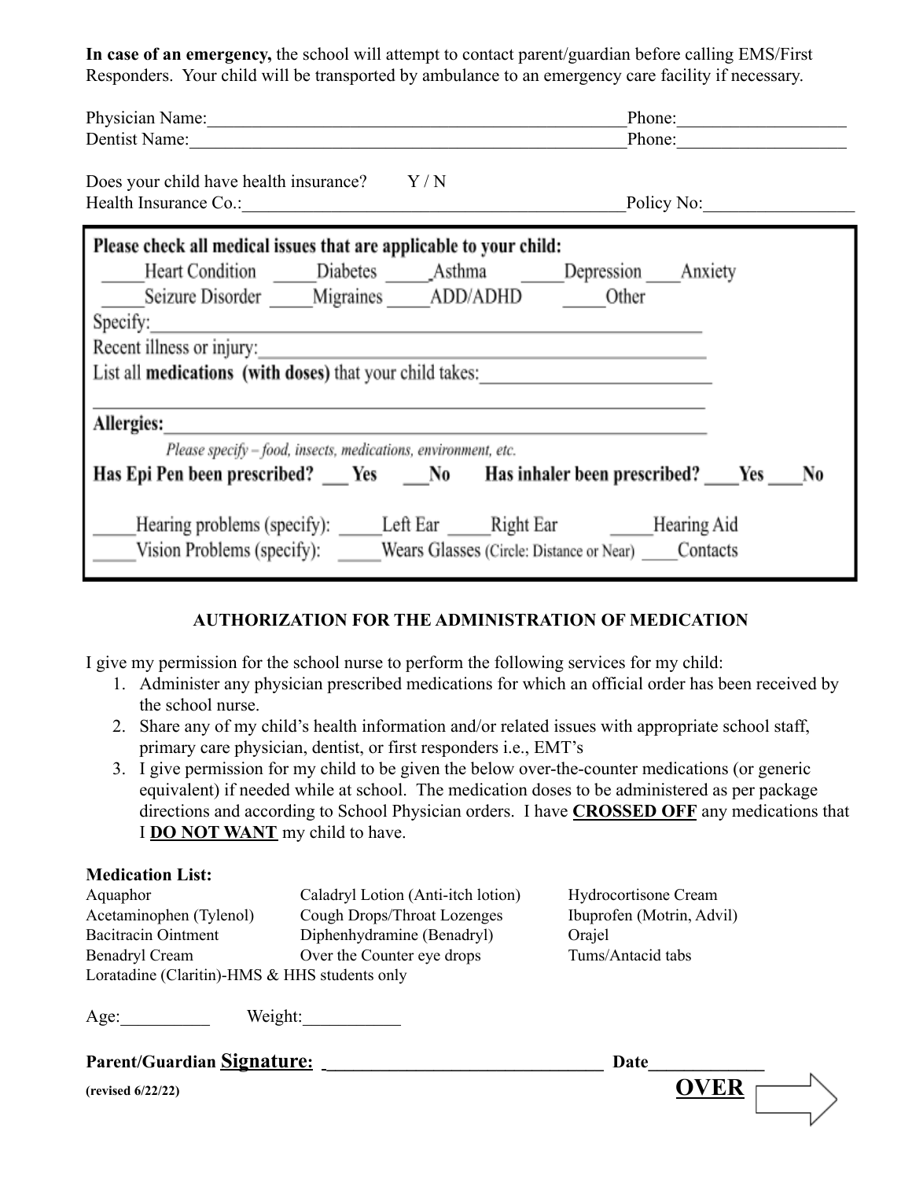**In case of an emergency,** the school will attempt to contact parent/guardian before calling EMS/First Responders. Your child will be transported by ambulance to an emergency care facility if necessary.

Physician Name:_______________________________________________Phone:__________________

Dentist Name:_________________________________________________Phone:__________________

Does your child have health insurance? Y / N

Health Insurance Co.:__________________________________________Policy No:________________

**Please check all medical issues that are applicable to your child:**

_____Heart Condition _____Diabetes _____Asthma _____Depression ____Anxiety

_____Seizure Disorder _____Migraines _____ADD/ADHD _____Other

Specify:_____________________________________________________________

Recent illness or injury:________________________________________________

List all **medications (with doses)** that your child takes:_________________________

_____________________________________________________________________

**Allergies:**___________________________________________________________

*Please specify – food, insects, medications, environment, etc.*

**Has Epi Pen been prescribed? ___ Yes ___No Has inhaler been prescribed? ____Yes ____No**

_____Hearing problems (specify): _____Left Ear _____Right Ear _____Hearing Aid

_____Vision Problems (specify): _____Wears Glasses (Circle: Distance or Near) ____Contacts

## AUTHORIZATION FOR THE ADMINISTRATION OF MEDICATION

I give my permission for the school nurse to perform the following services for my child:

1. Administer any physician prescribed medications for which an official order has been received by the school nurse.
2. Share any of my child's health information and/or related issues with appropriate school staff, primary care physician, dentist, or first responders i.e., EMT's
3. I give permission for my child to be given the below over-the-counter medications (or generic equivalent) if needed while at school. The medication doses to be administered as per package directions and according to School Physician orders. I have **CROSSED OFF** any medications that I **DO NOT WANT** my child to have.

**Medication List:**

| | | |
|---|---|---|
| Aquaphor | Caladryl Lotion (Anti-itch lotion) | Hydrocortisone Cream |
| Acetaminophen (Tylenol) | Cough Drops/Throat Lozenges | Ibuprofen (Motrin, Advil) |
| Bacitracin Ointment | Diphenhydramine (Benadryl) | Orajel |
| Benadryl Cream | Over the Counter eye drops | Tums/Antacid tabs |

Loratadine (Claritin)-HMS & HHS students only

Age:__________ Weight:___________

**Parent/Guardian Signature: _______________________________ Date____________**

**(revised 6/22/22)**

**OVER**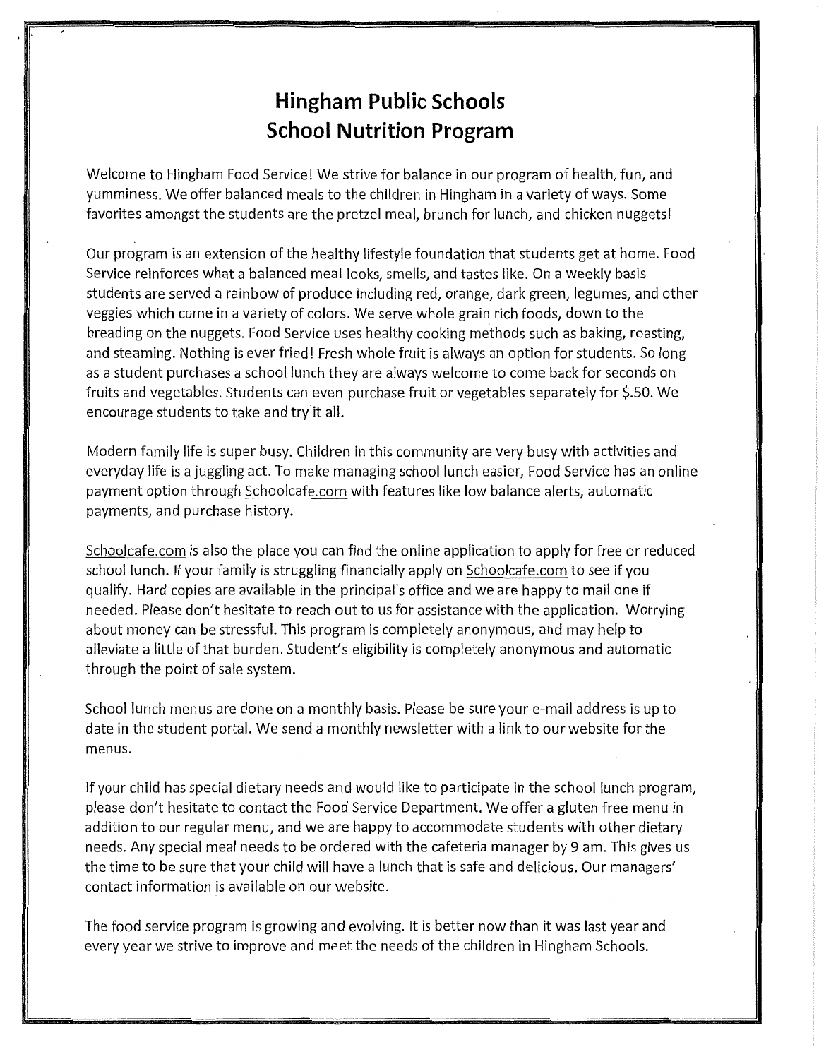# Hingham Public Schools
# School Nutrition Program

Welcome to Hingham Food Service! We strive for balance in our program of health, fun, and yumminess. We offer balanced meals to the children in Hingham in a variety of ways. Some favorites amongst the students are the pretzel meal, brunch for lunch, and chicken nuggets!

Our program is an extension of the healthy lifestyle foundation that students get at home. Food Service reinforces what a balanced meal looks, smells, and tastes like. On a weekly basis students are served a rainbow of produce including red, orange, dark green, legumes, and other veggies which come in a variety of colors. We serve whole grain rich foods, down to the breading on the nuggets. Food Service uses healthy cooking methods such as baking, roasting, and steaming. Nothing is ever fried! Fresh whole fruit is always an option for students. So long as a student purchases a school lunch they are always welcome to come back for seconds on fruits and vegetables. Students can even purchase fruit or vegetables separately for $.50. We encourage students to take and try it all.

Modern family life is super busy. Children in this community are very busy with activities and everyday life is a juggling act. To make managing school lunch easier, Food Service has an online payment option through Schoolcafe.com with features like low balance alerts, automatic payments, and purchase history.

Schoolcafe.com is also the place you can find the online application to apply for free or reduced school lunch. If your family is struggling financially apply on Schoolcafe.com to see if you qualify. Hard copies are available in the principal's office and we are happy to mail one if needed. Please don't hesitate to reach out to us for assistance with the application. Worrying about money can be stressful. This program is completely anonymous, and may help to alleviate a little of that burden. Student's eligibility is completely anonymous and automatic through the point of sale system.

School lunch menus are done on a monthly basis. Please be sure your e-mail address is up to date in the student portal. We send a monthly newsletter with a link to our website for the menus.

If your child has special dietary needs and would like to participate in the school lunch program, please don't hesitate to contact the Food Service Department. We offer a gluten free menu in addition to our regular menu, and we are happy to accommodate students with other dietary needs. Any special meal needs to be ordered with the cafeteria manager by 9 am. This gives us the time to be sure that your child will have a lunch that is safe and delicious. Our managers' contact information is available on our website.

The food service program is growing and evolving. It is better now than it was last year and every year we strive to improve and meet the needs of the children in Hingham Schools.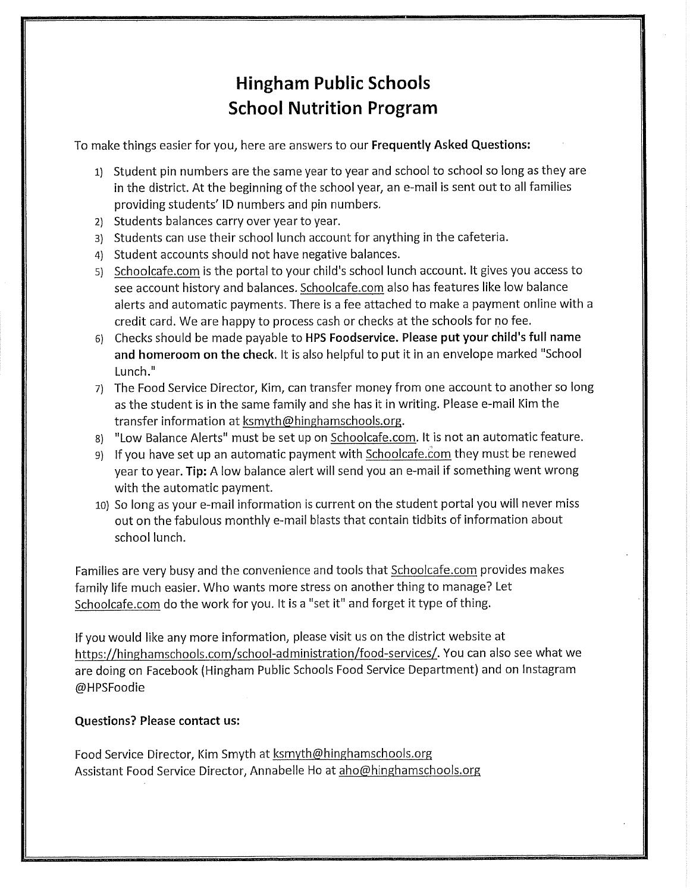# Hingham Public Schools
# School Nutrition Program

To make things easier for you, here are answers to our **Frequently Asked Questions:**

1) Student pin numbers are the same year to year and school to school so long as they are in the district. At the beginning of the school year, an e-mail is sent out to all families providing students' ID numbers and pin numbers.
2) Students balances carry over year to year.
3) Students can use their school lunch account for anything in the cafeteria.
4) Student accounts should not have negative balances.
5) Schoolcafe.com is the portal to your child's school lunch account. It gives you access to see account history and balances. Schoolcafe.com also has features like low balance alerts and automatic payments. There is a fee attached to make a payment online with a credit card. We are happy to process cash or checks at the schools for no fee.
6) Checks should be made payable to **HPS Foodservice. Please put your child's full name and homeroom on the check**. It is also helpful to put it in an envelope marked "School Lunch."
7) The Food Service Director, Kim, can transfer money from one account to another so long as the student is in the same family and she has it in writing. Please e-mail Kim the transfer information at ksmyth@hinghamschools.org.
8) "Low Balance Alerts" must be set up on Schoolcafe.com. It is not an automatic feature.
9) If you have set up an automatic payment with Schoolcafe.com they must be renewed year to year. **Tip:** A low balance alert will send you an e-mail if something went wrong with the automatic payment.
10) So long as your e-mail information is current on the student portal you will never miss out on the fabulous monthly e-mail blasts that contain tidbits of information about school lunch.

Families are very busy and the convenience and tools that Schoolcafe.com provides makes family life much easier. Who wants more stress on another thing to manage? Let Schoolcafe.com do the work for you. It is a "set it" and forget it type of thing.

If you would like any more information, please visit us on the district website at https://hinghamschools.com/school-administration/food-services/. You can also see what we are doing on Facebook (Hingham Public Schools Food Service Department) and on Instagram @HPSFoodie

**Questions? Please contact us:**

Food Service Director, Kim Smyth at ksmyth@hinghamschools.org
Assistant Food Service Director, Annabelle Ho at aho@hinghamschools.org